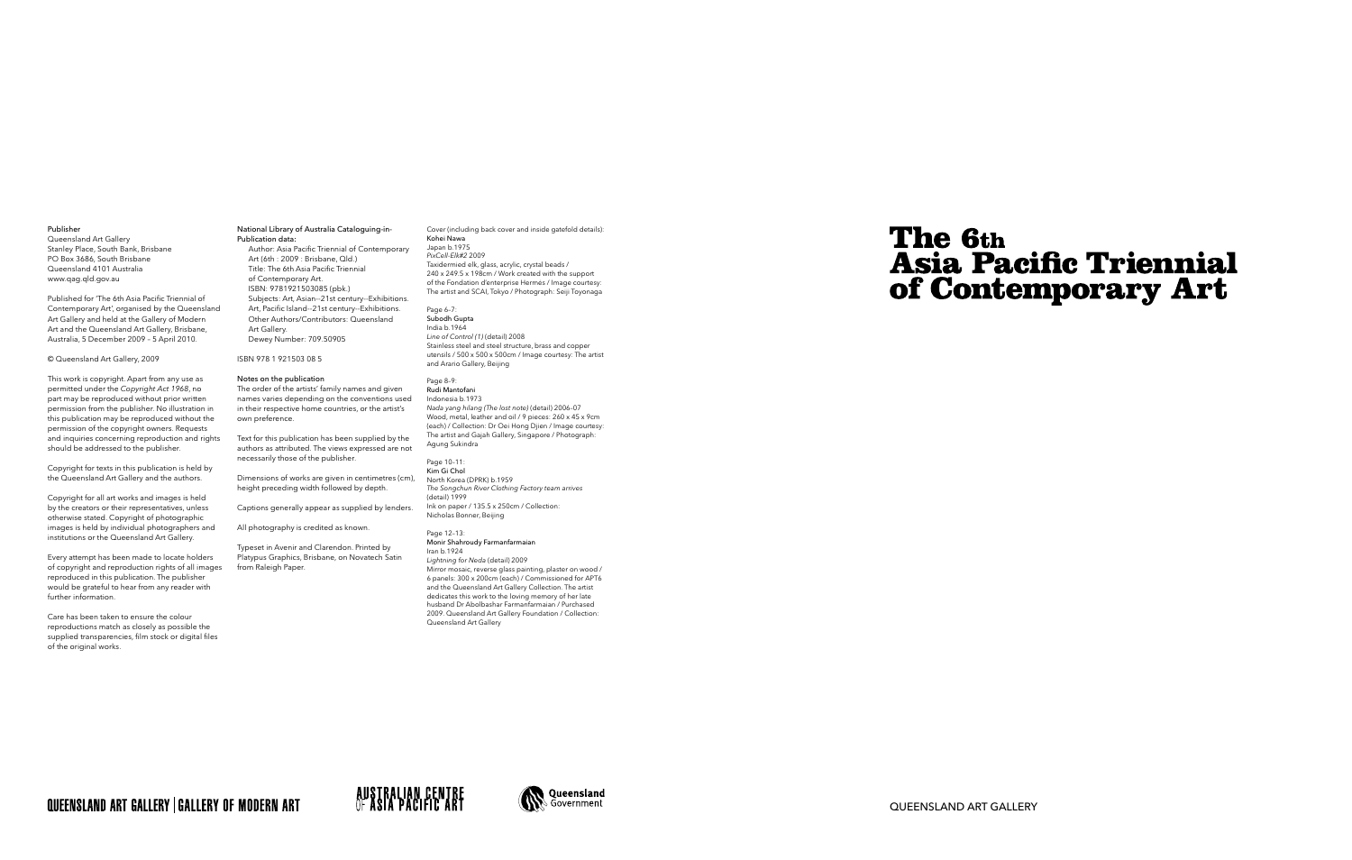# The 6th Asia Pacific Triennial of Contemporary Art

QUEENSLAND ART GALLERY

**Publisher**
Queensland Art Gallery
Stanley Place, South Bank, Brisbane
PO Box 3686, South Brisbane
Queensland 4101 Australia
www.qag.qld.gov.au

Published for 'The 6th Asia Pacific Triennial of Contemporary Art', organised by the Queensland Art Gallery and held at the Gallery of Modern Art and the Queensland Art Gallery, Brisbane, Australia, 5 December 2009 – 5 April 2010.

© Queensland Art Gallery, 2009

This work is copyright. Apart from any use as permitted under the *Copyright Act 1968*, no part may be reproduced without prior written permission from the publisher. No illustration in this publication may be reproduced without the permission of the copyright owners. Requests and inquiries concerning reproduction and rights should be addressed to the publisher.

Copyright for texts in this publication is held by the Queensland Art Gallery and the authors.

Copyright for all art works and images is held by the creators or their representatives, unless otherwise stated. Copyright of photographic images is held by individual photographers and institutions or the Queensland Art Gallery.

Every attempt has been made to locate holders of copyright and reproduction rights of all images reproduced in this publication. The publisher would be grateful to hear from any reader with further information.

Care has been taken to ensure the colour reproductions match as closely as possible the supplied transparencies, film stock or digital files of the original works.

**National Library of Australia Cataloguing-in-Publication data:**
Author: Asia Pacific Triennial of Contemporary Art (6th : 2009 : Brisbane, Qld.)
Title: The 6th Asia Pacific Triennial of Contemporary Art.
ISBN: 9781921503085 (pbk.)
Subjects: Art, Asian--21st century--Exhibitions. Art, Pacific Island--21st century--Exhibitions.
Other Authors/Contributors: Queensland Art Gallery.
Dewey Number: 709.50905

ISBN 978 1 921503 08 5

**Notes on the publication**
The order of the artists' family names and given names varies depending on the conventions used in their respective home countries, or the artist's own preference.

Text for this publication has been supplied by the authors as attributed. The views expressed are not necessarily those of the publisher.

Dimensions of works are given in centimetres (cm), height preceding width followed by depth.

Captions generally appear as supplied by lenders.

All photography is credited as known.

Typeset in Avenir and Clarendon. Printed by Platypus Graphics, Brisbane, on Novatech Satin from Raleigh Paper.

Cover (including back cover and inside gatefold details):
**Kohei Nawa**
Japan b.1975
*PixCell-Elk#2* 2009
Taxidermied elk, glass, acrylic, crystal beads / 240 x 249.5 x 198cm / Work created with the support of the Fondation d'enterprise Hermès / Image courtesy: The artist and SCAI, Tokyo / Photograph: Seiji Toyonaga

Page 6–7:
**Subodh Gupta**
India b.1964
*Line of Control (1)* (detail) 2008
Stainless steel and steel structure, brass and copper utensils / 500 x 500 x 500cm / Image courtesy: The artist and Arario Gallery, Beijing

Page 8–9:
**Rudi Mantofani**
Indonesia b.1973
*Nada yang hilang (The lost note)* (detail) 2006–07
Wood, metal, leather and oil / 9 pieces: 260 x 45 x 9cm (each) / Collection: Dr Oei Hong Djien / Image courtesy: The artist and Gajah Gallery, Singapore / Photograph: Agung Sukindra

Page 10–11:
**Kim Gi Chol**
North Korea (DPRK) b.1959
*The Songchun River Clothing Factory team arrives* (detail) 1999
Ink on paper / 135.5 x 250cm / Collection: Nicholas Bonner, Beijing

Page 12–13:
**Monir Shahroudy Farmanfarmaian**
Iran b.1924
*Lightning for Neda* (detail) 2009
Mirror mosaic, reverse glass painting, plaster on wood / 6 panels: 300 x 200cm (each) / Commissioned for APT6 and the Queensland Art Gallery Collection. The artist dedicates this work to the loving memory of her late husband Dr Abolbashar Farmanfarmaian / Purchased 2009. Queensland Art Gallery Foundation / Collection: Queensland Art Gallery

QUEENSLAND ART GALLERY | GALLERY OF MODERN ART

AUSTRALIAN CENTRE OF ASIA PACIFIC ART

Queensland Government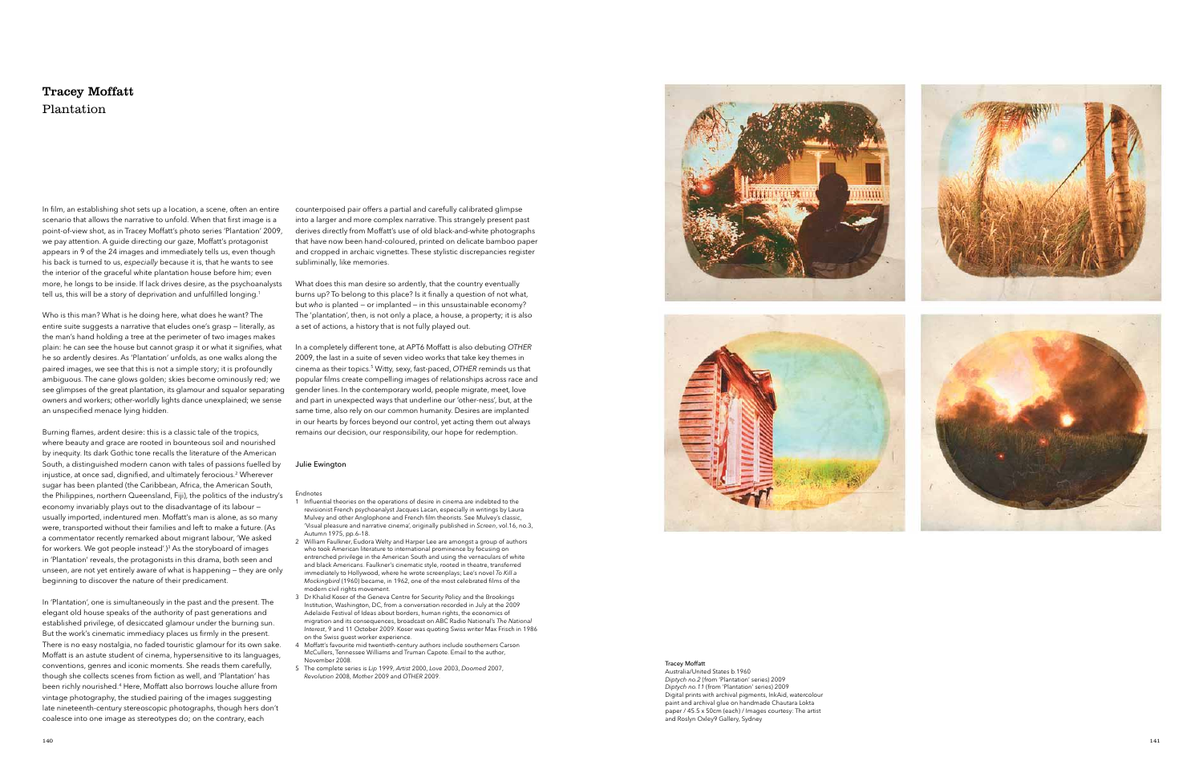# Tracey Moffatt

## Plantation

In film, an establishing shot sets up a location, a scene, often an entire scenario that allows the narrative to unfold. When that first image is a point-of-view shot, as in Tracey Moffatt's photo series 'Plantation' 2009, we pay attention. A guide directing our gaze, Moffatt's protagonist appears in 9 of the 24 images and immediately tells us, even though his back is turned to us, *especially* because it is, that he wants to see the interior of the graceful white plantation house before him; even more, he longs to be inside. If lack drives desire, as the psychoanalysts tell us, this will be a story of deprivation and unfulfilled longing.[1]

Who is this man? What is he doing here, what does he want? The entire suite suggests a narrative that eludes one's grasp — literally, as the man's hand holding a tree at the perimeter of two images makes plain: he can see the house but cannot grasp it or what it signifies, what he so ardently desires. As 'Plantation' unfolds, as one walks along the paired images, we see that this is not a simple story; it is profoundly ambiguous. The cane glows golden; skies become ominously red; we see glimpses of the great plantation, its glamour and squalor separating owners and workers; other-worldly lights dance unexplained; we sense an unspecified menace lying hidden.

Burning flames, ardent desire: this is a classic tale of the tropics, where beauty and grace are rooted in bounteous soil and nourished by inequity. Its dark Gothic tone recalls the literature of the American South, a distinguished modern canon with tales of passions fuelled by injustice, at once sad, dignified, and ultimately ferocious.[2] Wherever sugar has been planted (the Caribbean, Africa, the American South, the Philippines, northern Queensland, Fiji), the politics of the industry's economy invariably plays out to the disadvantage of its labour — usually imported, indentured men. Moffatt's man is alone, as so many were, transported without their families and left to make a future. (As a commentator recently remarked about migrant labour, 'We asked for workers. We got people instead'.)[3] As the storyboard of images in 'Plantation' reveals, the protagonists in this drama, both seen and unseen, are not yet entirely aware of what is happening — they are only beginning to discover the nature of their predicament.

In 'Plantation', one is simultaneously in the past and the present. The elegant old house speaks of the authority of past generations and established privilege, of desiccated glamour under the burning sun. But the work's cinematic immediacy places us firmly in the present. There is no easy nostalgia, no faded touristic glamour for its own sake. Moffatt is an astute student of cinema, hypersensitive to its languages, conventions, genres and iconic moments. She reads them carefully, though she collects scenes from fiction as well, and 'Plantation' has been richly nourished.[4] Here, Moffatt also borrows louche allure from vintage photography, the studied pairing of the images suggesting late nineteenth-century stereoscopic photographs, though hers don't coalesce into one image as stereotypes do; on the contrary, each counterpoised pair offers a partial and carefully calibrated glimpse into a larger and more complex narrative. This strangely present past derives directly from Moffatt's use of old black-and-white photographs that have now been hand-coloured, printed on delicate bamboo paper and cropped in archaic vignettes. These stylistic discrepancies register subliminally, like memories.

What does this man desire so ardently, that the country eventually burns up? To belong to this place? Is it finally a question of not what, but *who* is planted — or implanted — in this unsustainable economy? The 'plantation', then, is not only a place, a house, a property; it is also a set of actions, a history that is not fully played out.

In a completely different tone, at APT6 Moffatt is also debuting *OTHER* 2009, the last in a suite of seven video works that take key themes in cinema as their topics.[5] Witty, sexy, fast-paced, *OTHER* reminds us that popular films create compelling images of relationships across race and gender lines. In the contemporary world, people migrate, meet, love and part in unexpected ways that underline our 'other-ness', but, at the same time, also rely on our common humanity. Desires are implanted in our hearts by forces beyond our control, yet acting them out always remains our decision, our responsibility, our hope for redemption.

**Julie Ewington**

Endnotes

1. Influential theories on the operations of desire in cinema are indebted to the revisionist French psychoanalyst Jacques Lacan, especially in writings by Laura Mulvey and other Anglophone and French film theorists. See Mulvey's classic, 'Visual pleasure and narrative cinema', originally published in *Screen*, vol.16, no.3, Autumn 1975, pp.6–18.
2. William Faulkner, Eudora Welty and Harper Lee are amongst a group of authors who took American literature to international prominence by focusing on entrenched privilege in the American South and using the vernaculars of white and black Americans. Faulkner's cinematic style, rooted in theatre, transferred immediately to Hollywood, where he wrote screenplays; Lee's novel *To Kill a Mockingbird* (1960) became, in 1962, one of the most celebrated films of the modern civil rights movement.
3. Dr Khalid Koser of the Geneva Centre for Security Policy and the Brookings Institution, Washington, DC, from a conversation recorded in July at the 2009 Adelaide Festival of Ideas about borders, human rights, the economics of migration and its consequences, broadcast on ABC Radio National's *The National Interest*, 9 and 11 October 2009. Koser was quoting Swiss writer Max Frisch in 1986 on the Swiss guest worker experience.
4. Moffatt's favourite mid twentieth-century authors include southerners Carson McCullers, Tennessee Williams and Truman Capote. Email to the author, November 2008.
5. The complete series is *Lip* 1999, *Artist* 2000, *Love* 2003, *Doomed* 2007, *Revolution* 2008, *Mother* 2009 and *OTHER* 2009.

Tracey Moffatt
Australia/United States b.1960
*Diptych no.2* (from 'Plantation' series) 2009
*Diptych no.11* (from 'Plantation' series) 2009
Digital prints with archival pigments, InkAid, watercolour paint and archival glue on handmade Chautara Lokta paper / 45.5 x 50cm (each) / Images courtesy: The artist and Roslyn Oxley9 Gallery, Sydney